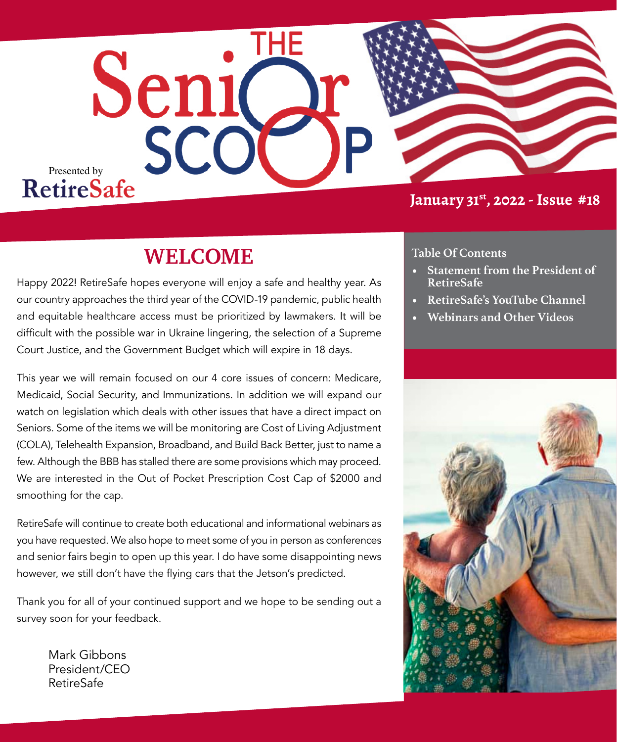# The Senior Scoop

Presented by RetireSafe

January 31st, 2022 - Issue #18

## WELCOME

Happy 2022! RetireSafe hopes everyone will enjoy a safe and healthy year. As our country approaches the third year of the COVID-19 pandemic, public health and equitable healthcare access must be prioritized by lawmakers. It will be difficult with the possible war in Ukraine lingering, the selection of a Supreme Court Justice, and the Government Budget which will expire in 18 days.

This year we will remain focused on our 4 core issues of concern: Medicare, Medicaid, Social Security, and Immunizations. In addition we will expand our watch on legislation which deals with other issues that have a direct impact on Seniors. Some of the items we will be monitoring are Cost of Living Adjustment (COLA), Telehealth Expansion, Broadband, and Build Back Better, just to name a few. Although the BBB has stalled there are some provisions which may proceed. We are interested in the Out of Pocket Prescription Cost Cap of $2000 and smoothing for the cap.

RetireSafe will continue to create both educational and informational webinars as you have requested. We also hope to meet some of you in person as conferences and senior fairs begin to open up this year. I do have some disappointing news however, we still don't have the flying cars that the Jetson's predicted.

Thank you for all of your continued support and we hope to be sending out a survey soon for your feedback.

Mark Gibbons
President/CEO
RetireSafe

**Table Of Contents**

- Statement from the President of RetireSafe
- RetireSafe's YouTube Channel
- Webinars and Other Videos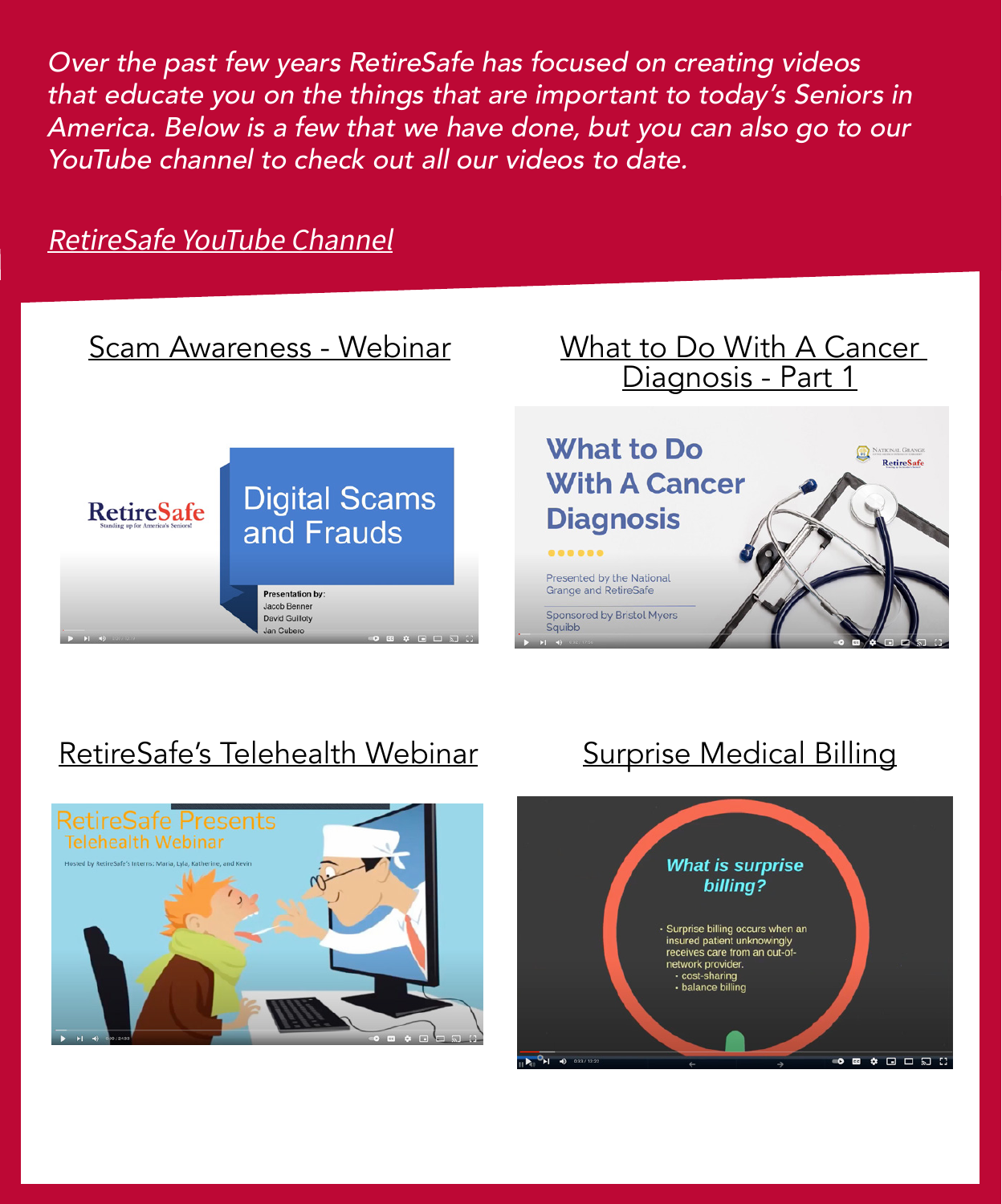*Over the past few years RetireSafe has focused on creating videos that educate you on the things that are important to today's Seniors in America. Below is a few that we have done, but you can also go to our YouTube channel to check out all our videos to date.*

*RetireSafe YouTube Channel*

Scam Awareness - Webinar

What to Do With A Cancer Diagnosis - Part 1

RetireSafe's Telehealth Webinar

Surprise Medical Billing